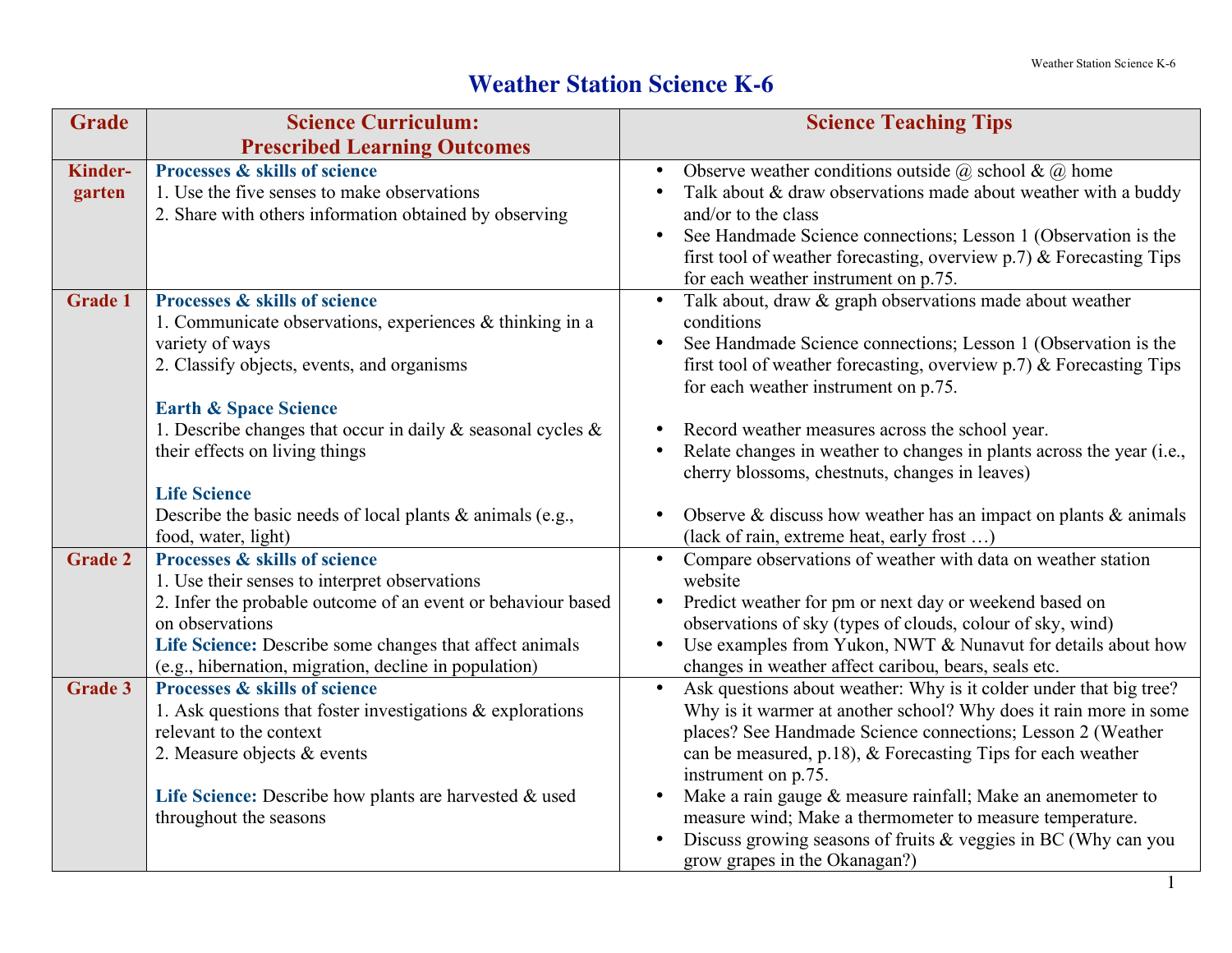# Weather Station Science K-6

| Grade | Science Curriculum: Prescribed Learning Outcomes | Science Teaching Tips |
|---|---|---|
| Kinder-garten | **Processes & skills of science**<br>1. Use the five senses to make observations<br>2. Share with others information obtained by observing | • Observe weather conditions outside @ school & @ home<br>• Talk about & draw observations made about weather with a buddy and/or to the class<br>• See Handmade Science connections; Lesson 1 (Observation is the first tool of weather forecasting, overview p.7) & Forecasting Tips for each weather instrument on p.75. |
| Grade 1 | **Processes & skills of science**<br>1. Communicate observations, experiences & thinking in a variety of ways<br>2. Classify objects, events, and organisms<br><br>**Earth & Space Science**<br>1. Describe changes that occur in daily & seasonal cycles & their effects on living things<br><br>**Life Science**<br>Describe the basic needs of local plants & animals (e.g., food, water, light) | • Talk about, draw & graph observations made about weather conditions<br>• See Handmade Science connections; Lesson 1 (Observation is the first tool of weather forecasting, overview p.7) & Forecasting Tips for each weather instrument on p.75.<br><br>• Record weather measures across the school year.<br>• Relate changes in weather to changes in plants across the year (i.e., cherry blossoms, chestnuts, changes in leaves)<br><br>• Observe & discuss how weather has an impact on plants & animals (lack of rain, extreme heat, early frost …) |
| Grade 2 | **Processes & skills of science**<br>1. Use their senses to interpret observations<br>2. Infer the probable outcome of an event or behaviour based on observations<br>**Life Science:** Describe some changes that affect animals (e.g., hibernation, migration, decline in population) | • Compare observations of weather with data on weather station website<br>• Predict weather for pm or next day or weekend based on observations of sky (types of clouds, colour of sky, wind)<br>• Use examples from Yukon, NWT & Nunavut for details about how changes in weather affect caribou, bears, seals etc. |
| Grade 3 | **Processes & skills of science**<br>1. Ask questions that foster investigations & explorations relevant to the context<br>2. Measure objects & events<br><br>**Life Science:** Describe how plants are harvested & used throughout the seasons | • Ask questions about weather: Why is it colder under that big tree? Why is it warmer at another school? Why does it rain more in some places? See Handmade Science connections; Lesson 2 (Weather can be measured, p.18), & Forecasting Tips for each weather instrument on p.75.<br>• Make a rain gauge & measure rainfall; Make an anemometer to measure wind; Make a thermometer to measure temperature.<br>• Discuss growing seasons of fruits & veggies in BC (Why can you grow grapes in the Okanagan?) |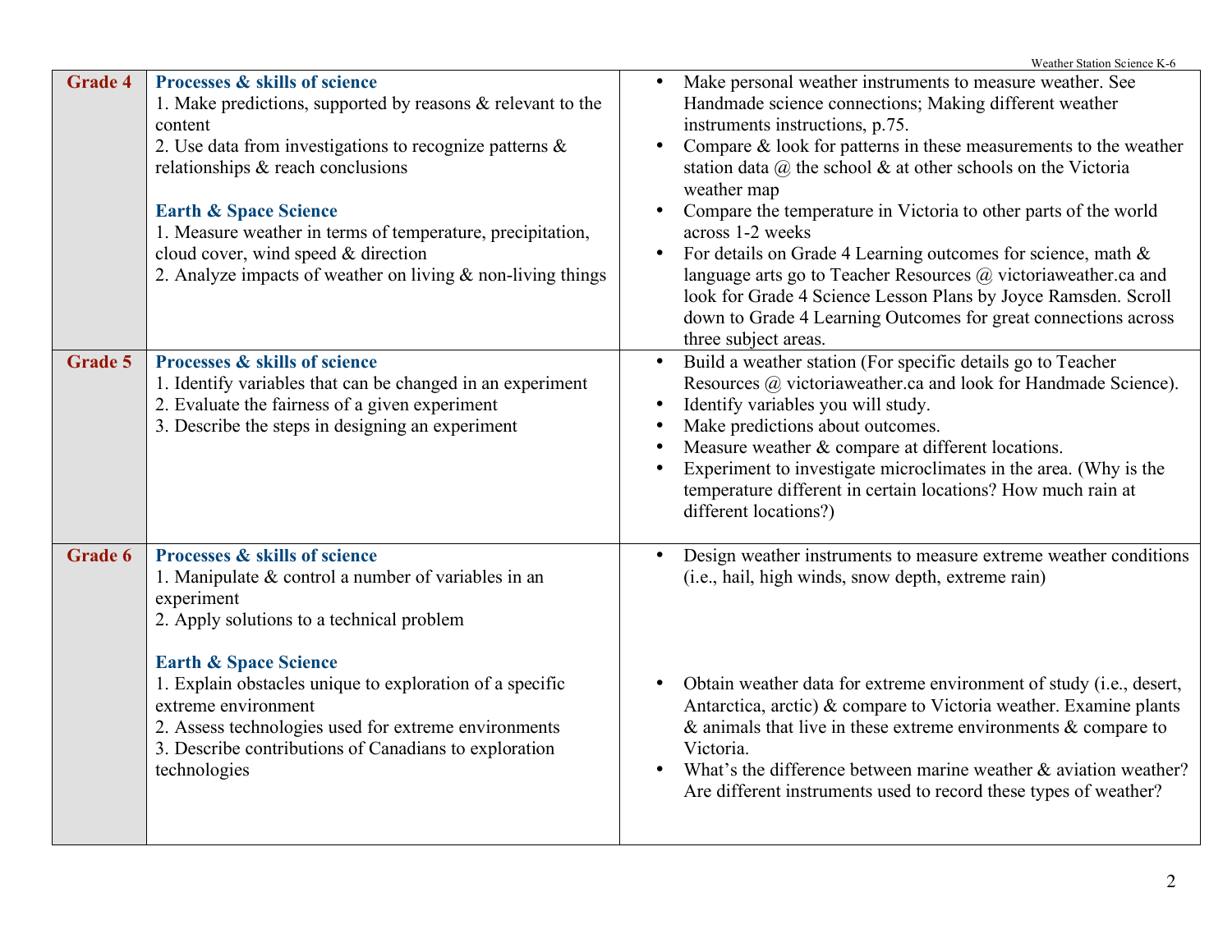| | | |
|---|---|---|
| **Grade 4** | **Processes & skills of science**<br>1. Make predictions, supported by reasons & relevant to the content<br>2. Use data from investigations to recognize patterns & relationships & reach conclusions<br><br>**Earth & Space Science**<br>1. Measure weather in terms of temperature, precipitation, cloud cover, wind speed & direction<br>2. Analyze impacts of weather on living & non-living things | • Make personal weather instruments to measure weather. See Handmade science connections; Making different weather instruments instructions, p.75.<br>• Compare & look for patterns in these measurements to the weather station data @ the school & at other schools on the Victoria weather map<br>• Compare the temperature in Victoria to other parts of the world across 1-2 weeks<br>• For details on Grade 4 Learning outcomes for science, math & language arts go to Teacher Resources @ victoriaweather.ca and look for Grade 4 Science Lesson Plans by Joyce Ramsden. Scroll down to Grade 4 Learning Outcomes for great connections across three subject areas. |
| **Grade 5** | **Processes & skills of science**<br>1. Identify variables that can be changed in an experiment<br>2. Evaluate the fairness of a given experiment<br>3. Describe the steps in designing an experiment | • Build a weather station (For specific details go to Teacher Resources @ victoriaweather.ca and look for Handmade Science).<br>• Identify variables you will study.<br>• Make predictions about outcomes.<br>• Measure weather & compare at different locations.<br>• Experiment to investigate microclimates in the area. (Why is the temperature different in certain locations? How much rain at different locations?) |
| **Grade 6** | **Processes & skills of science**<br>1. Manipulate & control a number of variables in an experiment<br>2. Apply solutions to a technical problem<br><br>**Earth & Space Science**<br>1. Explain obstacles unique to exploration of a specific extreme environment<br>2. Assess technologies used for extreme environments<br>3. Describe contributions of Canadians to exploration technologies | • Design weather instruments to measure extreme weather conditions (i.e., hail, high winds, snow depth, extreme rain)<br><br>• Obtain weather data for extreme environment of study (i.e., desert, Antarctica, arctic) & compare to Victoria weather. Examine plants & animals that live in these extreme environments & compare to Victoria.<br>• What's the difference between marine weather & aviation weather? Are different instruments used to record these types of weather? |